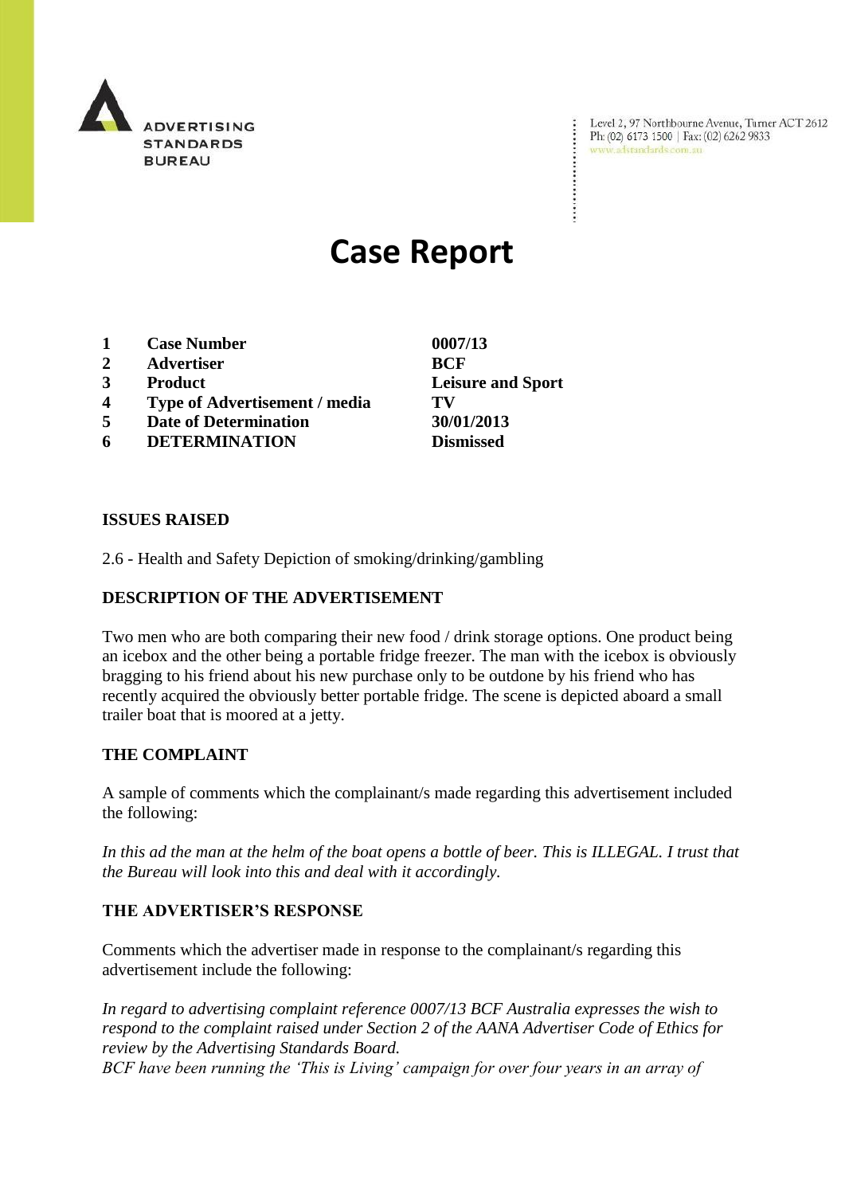Level 2, 97 Northbourne Avenue, Turner ACT 2612
Ph: (02) 6173 1500 | Fax: (02) 6262 9833
www.adstandards.com.au

# Case Report

| | | |
|---|---|---|
| **1** | **Case Number** | **0007/13** |
| **2** | **Advertiser** | **BCF** |
| **3** | **Product** | **Leisure and Sport** |
| **4** | **Type of Advertisement / media** | **TV** |
| **5** | **Date of Determination** | **30/01/2013** |
| **6** | **DETERMINATION** | **Dismissed** |

### ISSUES RAISED

2.6 - Health and Safety Depiction of smoking/drinking/gambling

### DESCRIPTION OF THE ADVERTISEMENT

Two men who are both comparing their new food / drink storage options. One product being an icebox and the other being a portable fridge freezer. The man with the icebox is obviously bragging to his friend about his new purchase only to be outdone by his friend who has recently acquired the obviously better portable fridge. The scene is depicted aboard a small trailer boat that is moored at a jetty.

### THE COMPLAINT

A sample of comments which the complainant/s made regarding this advertisement included the following:

*In this ad the man at the helm of the boat opens a bottle of beer. This is ILLEGAL. I trust that the Bureau will look into this and deal with it accordingly.*

### THE ADVERTISER'S RESPONSE

Comments which the advertiser made in response to the complainant/s regarding this advertisement include the following:

*In regard to advertising complaint reference 0007/13 BCF Australia expresses the wish to respond to the complaint raised under Section 2 of the AANA Advertiser Code of Ethics for review by the Advertising Standards Board.*
*BCF have been running the 'This is Living' campaign for over four years in an array of*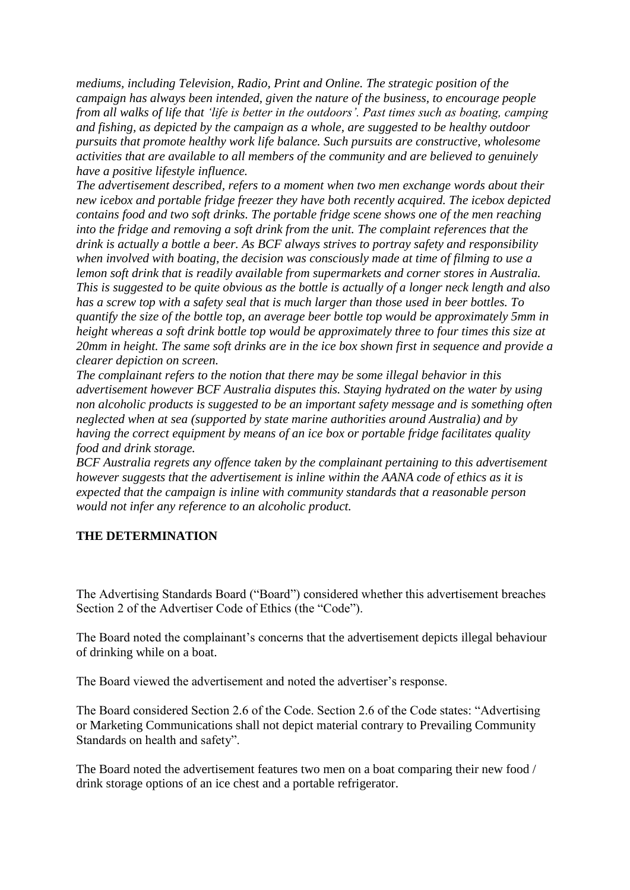*mediums, including Television, Radio, Print and Online. The strategic position of the campaign has always been intended, given the nature of the business, to encourage people from all walks of life that 'life is better in the outdoors'. Past times such as boating, camping and fishing, as depicted by the campaign as a whole, are suggested to be healthy outdoor pursuits that promote healthy work life balance. Such pursuits are constructive, wholesome activities that are available to all members of the community and are believed to genuinely have a positive lifestyle influence.*

*The advertisement described, refers to a moment when two men exchange words about their new icebox and portable fridge freezer they have both recently acquired. The icebox depicted contains food and two soft drinks. The portable fridge scene shows one of the men reaching into the fridge and removing a soft drink from the unit. The complaint references that the drink is actually a bottle a beer. As BCF always strives to portray safety and responsibility when involved with boating, the decision was consciously made at time of filming to use a lemon soft drink that is readily available from supermarkets and corner stores in Australia. This is suggested to be quite obvious as the bottle is actually of a longer neck length and also has a screw top with a safety seal that is much larger than those used in beer bottles. To quantify the size of the bottle top, an average beer bottle top would be approximately 5mm in height whereas a soft drink bottle top would be approximately three to four times this size at 20mm in height. The same soft drinks are in the ice box shown first in sequence and provide a clearer depiction on screen.*

*The complainant refers to the notion that there may be some illegal behavior in this advertisement however BCF Australia disputes this. Staying hydrated on the water by using non alcoholic products is suggested to be an important safety message and is something often neglected when at sea (supported by state marine authorities around Australia) and by having the correct equipment by means of an ice box or portable fridge facilitates quality food and drink storage.*

*BCF Australia regrets any offence taken by the complainant pertaining to this advertisement however suggests that the advertisement is inline within the AANA code of ethics as it is expected that the campaign is inline with community standards that a reasonable person would not infer any reference to an alcoholic product.*

## THE DETERMINATION

The Advertising Standards Board ("Board") considered whether this advertisement breaches Section 2 of the Advertiser Code of Ethics (the "Code").

The Board noted the complainant's concerns that the advertisement depicts illegal behaviour of drinking while on a boat.

The Board viewed the advertisement and noted the advertiser's response.

The Board considered Section 2.6 of the Code. Section 2.6 of the Code states: "Advertising or Marketing Communications shall not depict material contrary to Prevailing Community Standards on health and safety".

The Board noted the advertisement features two men on a boat comparing their new food / drink storage options of an ice chest and a portable refrigerator.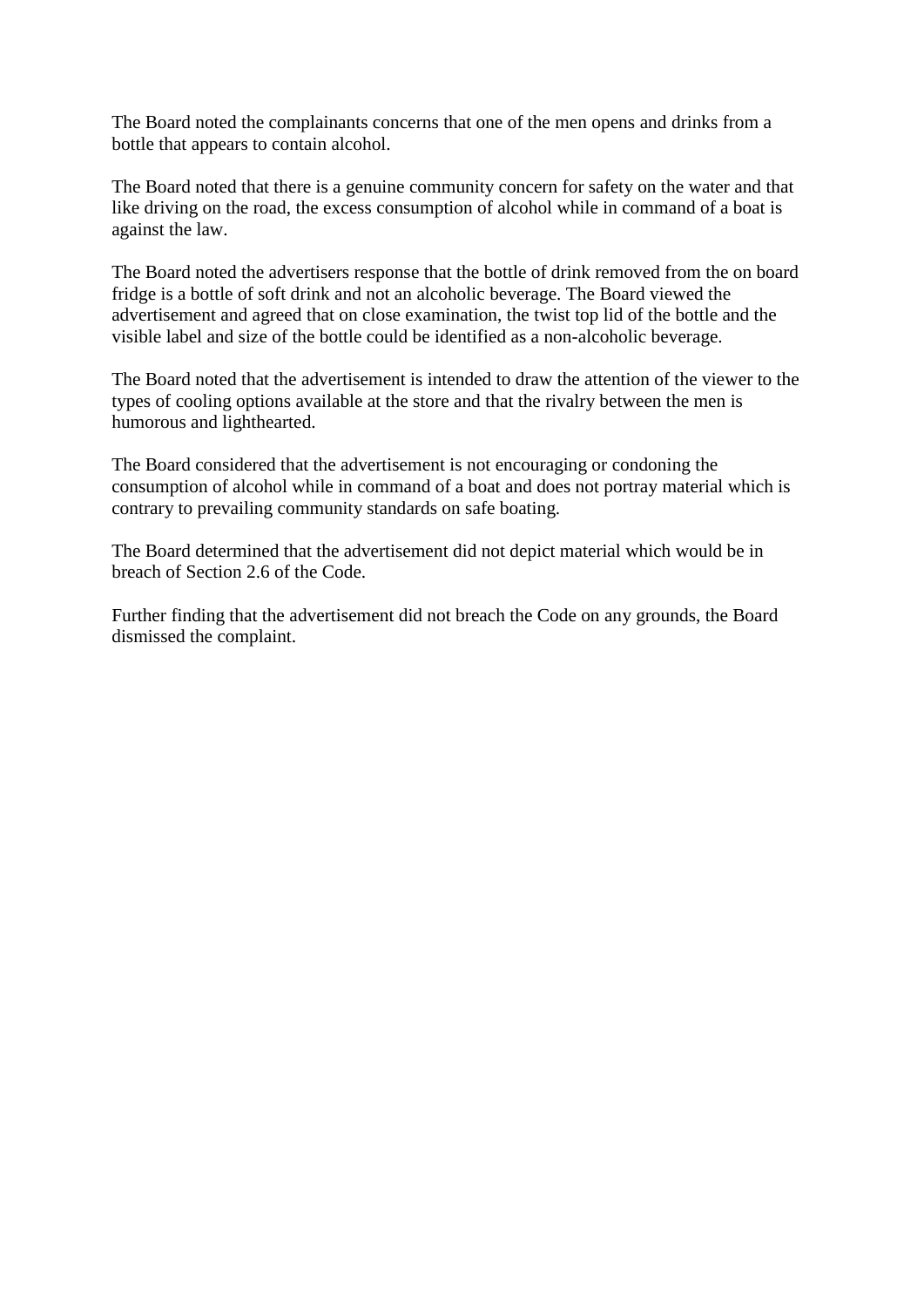The Board noted the complainants concerns that one of the men opens and drinks from a bottle that appears to contain alcohol.

The Board noted that there is a genuine community concern for safety on the water and that like driving on the road, the excess consumption of alcohol while in command of a boat is against the law.

The Board noted the advertisers response that the bottle of drink removed from the on board fridge is a bottle of soft drink and not an alcoholic beverage. The Board viewed the advertisement and agreed that on close examination, the twist top lid of the bottle and the visible label and size of the bottle could be identified as a non-alcoholic beverage.

The Board noted that the advertisement is intended to draw the attention of the viewer to the types of cooling options available at the store and that the rivalry between the men is humorous and lighthearted.

The Board considered that the advertisement is not encouraging or condoning the consumption of alcohol while in command of a boat and does not portray material which is contrary to prevailing community standards on safe boating.

The Board determined that the advertisement did not depict material which would be in breach of Section 2.6 of the Code.

Further finding that the advertisement did not breach the Code on any grounds, the Board dismissed the complaint.